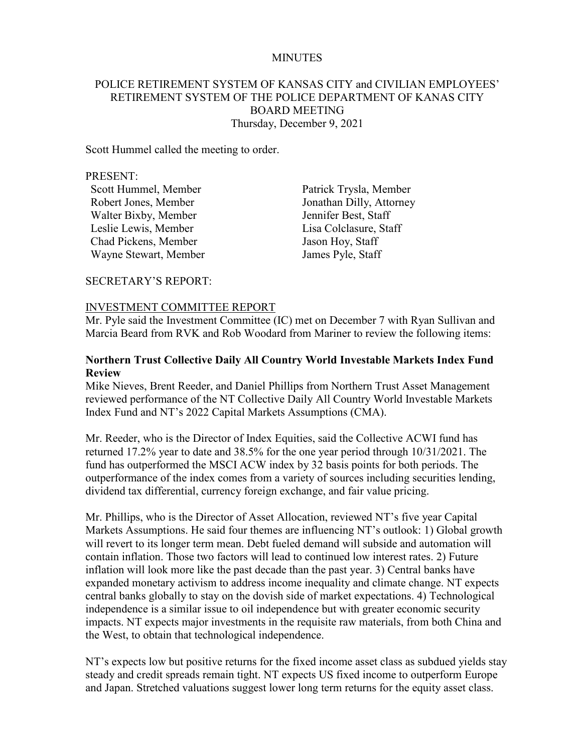MINUTES

POLICE RETIREMENT SYSTEM OF KANSAS CITY and CIVILIAN EMPLOYEES' RETIREMENT SYSTEM OF THE POLICE DEPARTMENT OF KANAS CITY
BOARD MEETING
Thursday, December 9, 2021

Scott Hummel called the meeting to order.

PRESENT:

Scott Hummel, Member
Robert Jones, Member
Walter Bixby, Member
Leslie Lewis, Member
Chad Pickens, Member
Wayne Stewart, Member
Patrick Trysla, Member
Jonathan Dilly, Attorney
Jennifer Best, Staff
Lisa Colclasure, Staff
Jason Hoy, Staff
James Pyle, Staff

SECRETARY'S REPORT:

INVESTMENT COMMITTEE REPORT

Mr. Pyle said the Investment Committee (IC) met on December 7 with Ryan Sullivan and Marcia Beard from RVK and Rob Woodard from Mariner to review the following items:

**Northern Trust Collective Daily All Country World Investable Markets Index Fund Review**

Mike Nieves, Brent Reeder, and Daniel Phillips from Northern Trust Asset Management reviewed performance of the NT Collective Daily All Country World Investable Markets Index Fund and NT's 2022 Capital Markets Assumptions (CMA).

Mr. Reeder, who is the Director of Index Equities, said the Collective ACWI fund has returned 17.2% year to date and 38.5% for the one year period through 10/31/2021. The fund has outperformed the MSCI ACW index by 32 basis points for both periods. The outperformance of the index comes from a variety of sources including securities lending, dividend tax differential, currency foreign exchange, and fair value pricing.

Mr. Phillips, who is the Director of Asset Allocation, reviewed NT's five year Capital Markets Assumptions. He said four themes are influencing NT's outlook: 1) Global growth will revert to its longer term mean. Debt fueled demand will subside and automation will contain inflation. Those two factors will lead to continued low interest rates. 2) Future inflation will look more like the past decade than the past year. 3) Central banks have expanded monetary activism to address income inequality and climate change. NT expects central banks globally to stay on the dovish side of market expectations. 4) Technological independence is a similar issue to oil independence but with greater economic security impacts. NT expects major investments in the requisite raw materials, from both China and the West, to obtain that technological independence.

NT's expects low but positive returns for the fixed income asset class as subdued yields stay steady and credit spreads remain tight. NT expects US fixed income to outperform Europe and Japan. Stretched valuations suggest lower long term returns for the equity asset class.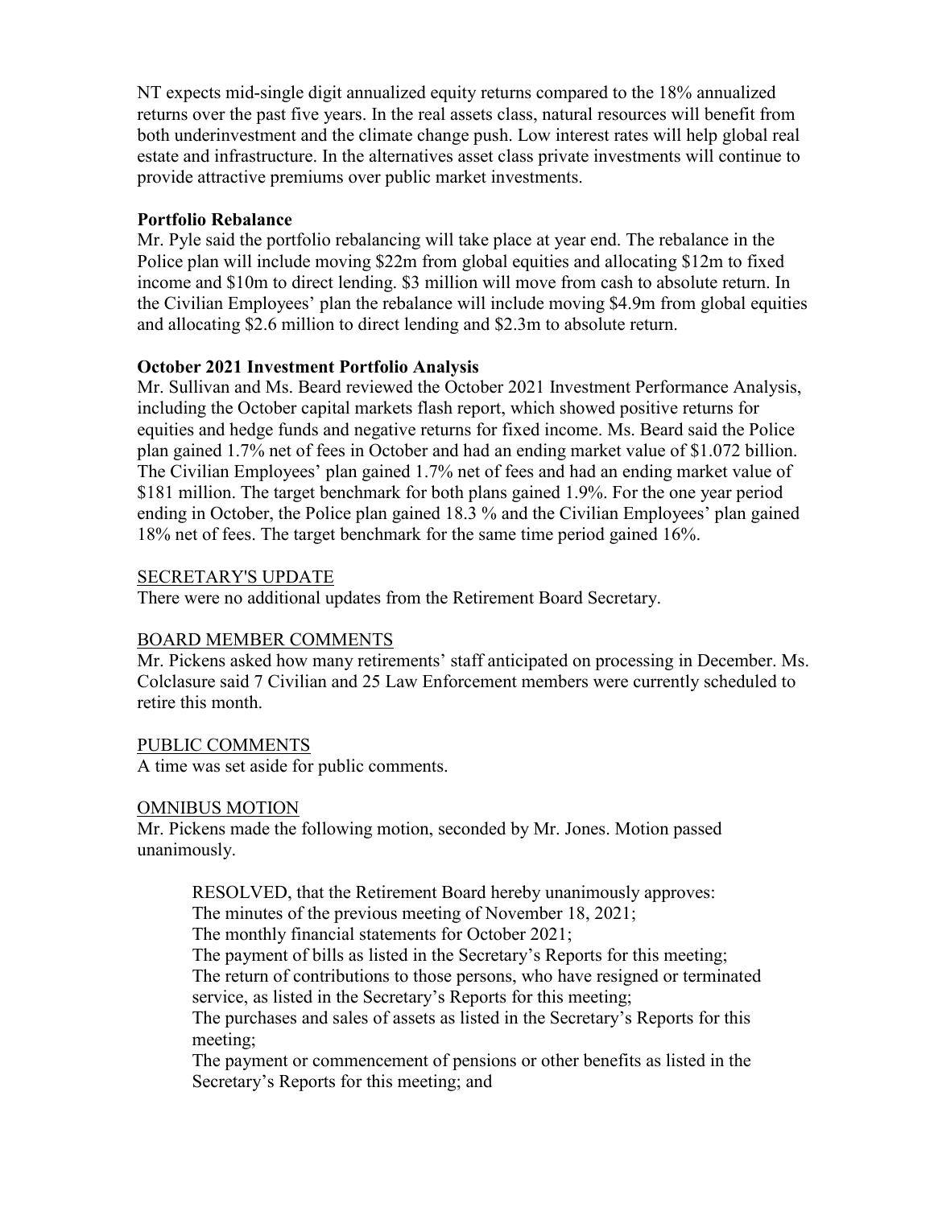NT expects mid-single digit annualized equity returns compared to the 18% annualized returns over the past five years. In the real assets class, natural resources will benefit from both underinvestment and the climate change push. Low interest rates will help global real estate and infrastructure. In the alternatives asset class private investments will continue to provide attractive premiums over public market investments.

**Portfolio Rebalance**

Mr. Pyle said the portfolio rebalancing will take place at year end. The rebalance in the Police plan will include moving $22m from global equities and allocating $12m to fixed income and $10m to direct lending. $3 million will move from cash to absolute return. In the Civilian Employees' plan the rebalance will include moving $4.9m from global equities and allocating $2.6 million to direct lending and $2.3m to absolute return.

**October 2021 Investment Portfolio Analysis**

Mr. Sullivan and Ms. Beard reviewed the October 2021 Investment Performance Analysis, including the October capital markets flash report, which showed positive returns for equities and hedge funds and negative returns for fixed income. Ms. Beard said the Police plan gained 1.7% net of fees in October and had an ending market value of $1.072 billion. The Civilian Employees' plan gained 1.7% net of fees and had an ending market value of $181 million. The target benchmark for both plans gained 1.9%. For the one year period ending in October, the Police plan gained 18.3 % and the Civilian Employees' plan gained 18% net of fees. The target benchmark for the same time period gained 16%.

SECRETARY'S UPDATE

There were no additional updates from the Retirement Board Secretary.

BOARD MEMBER COMMENTS

Mr. Pickens asked how many retirements' staff anticipated on processing in December. Ms. Colclasure said 7 Civilian and 25 Law Enforcement members were currently scheduled to retire this month.

PUBLIC COMMENTS

A time was set aside for public comments.

OMNIBUS MOTION

Mr. Pickens made the following motion, seconded by Mr. Jones. Motion passed unanimously.

> RESOLVED, that the Retirement Board hereby unanimously approves:
> The minutes of the previous meeting of November 18, 2021;
> The monthly financial statements for October 2021;
> The payment of bills as listed in the Secretary's Reports for this meeting;
> The return of contributions to those persons, who have resigned or terminated service, as listed in the Secretary's Reports for this meeting;
> The purchases and sales of assets as listed in the Secretary's Reports for this meeting;
> The payment or commencement of pensions or other benefits as listed in the Secretary's Reports for this meeting; and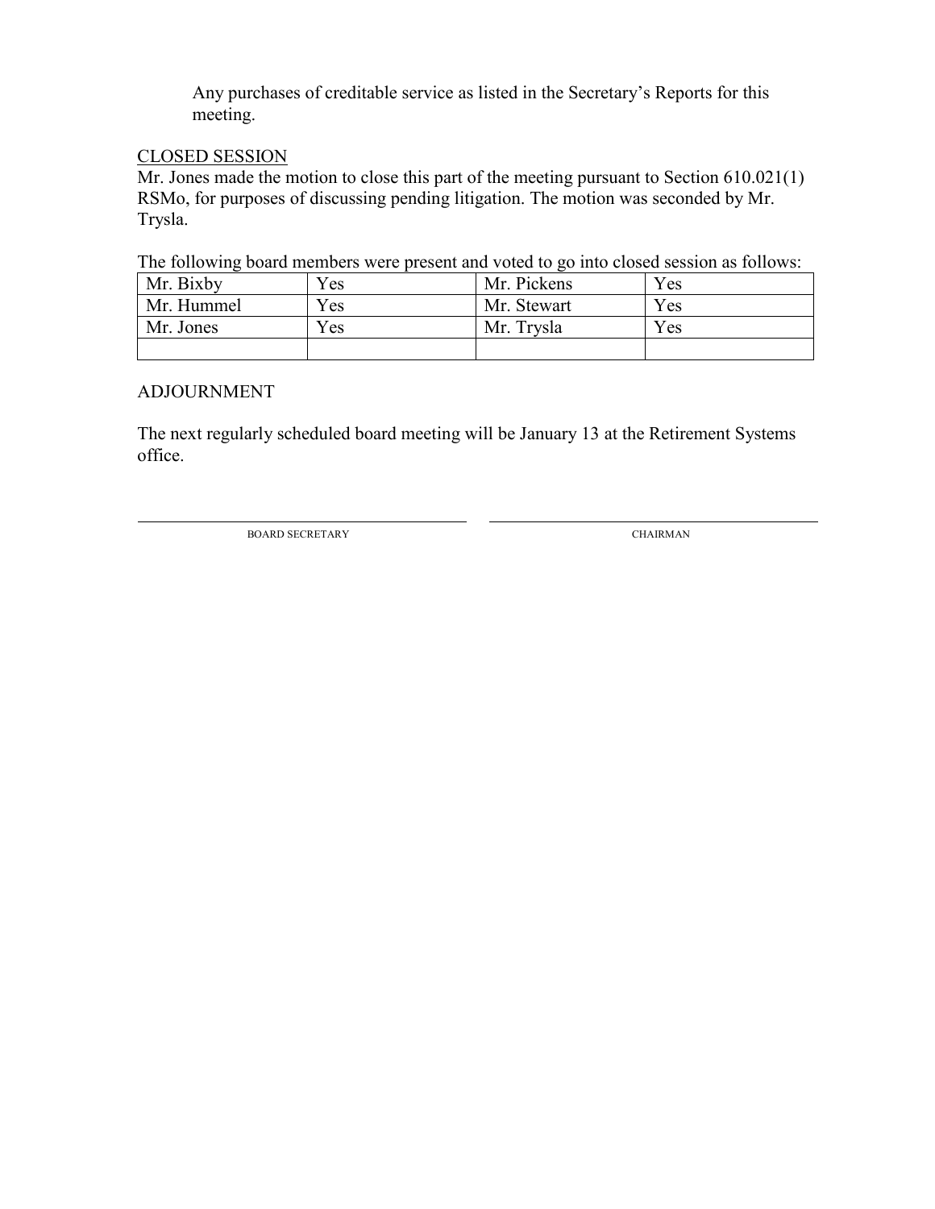Any purchases of creditable service as listed in the Secretary's Reports for this meeting.

CLOSED SESSION

Mr. Jones made the motion to close this part of the meeting pursuant to Section 610.021(1) RSMo, for purposes of discussing pending litigation. The motion was seconded by Mr. Trysla.

The following board members were present and voted to go into closed session as follows:

| | | | |
|---|---|---|---|
| Mr. Bixby | Yes | Mr. Pickens | Yes |
| Mr. Hummel | Yes | Mr. Stewart | Yes |
| Mr. Jones | Yes | Mr. Trysla | Yes |
| | | | |

ADJOURNMENT

The next regularly scheduled board meeting will be January 13 at the Retirement Systems office.

BOARD SECRETARY

CHAIRMAN